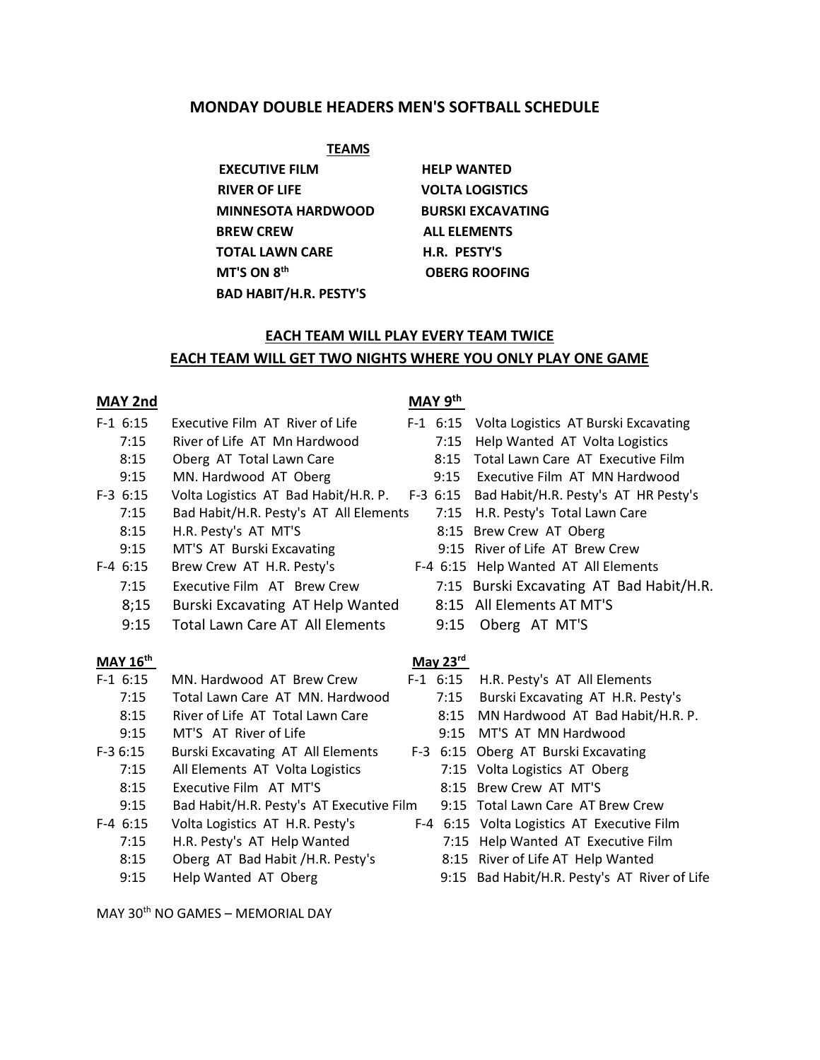## MONDAY DOUBLE HEADERS MEN'S SOFTBALL SCHEDULE

**TEAMS**

| | |
|---|---|
| **EXECUTIVE FILM** | **HELP WANTED** |
| **RIVER OF LIFE** | **VOLTA LOGISTICS** |
| **MINNESOTA HARDWOOD** | **BURSKI EXCAVATING** |
| **BREW CREW** | **ALL ELEMENTS** |
| **TOTAL LAWN CARE** | **H.R. PESTY'S** |
| **MT'S ON 8th** | **OBERG ROOFING** |
| **BAD HABIT/H.R. PESTY'S** | |

**EACH TEAM WILL PLAY EVERY TEAM TWICE**

**EACH TEAM WILL GET TWO NIGHTS WHERE YOU ONLY PLAY ONE GAME**

### MAY 2nd

| Time | Game |
|---|---|
| F-1 6:15 | Executive Film AT River of Life |
| 7:15 | River of Life AT Mn Hardwood |
| 8:15 | Oberg AT Total Lawn Care |
| 9:15 | MN. Hardwood AT Oberg |
| F-3 6:15 | Volta Logistics AT Bad Habit/H.R. P. |
| 7:15 | Bad Habit/H.R. Pesty's AT All Elements |
| 8:15 | H.R. Pesty's AT MT'S |
| 9:15 | MT'S AT Burski Excavating |
| F-4 6:15 | Brew Crew AT H.R. Pesty's |
| 7:15 | Executive Film AT Brew Crew |
| 8;15 | Burski Excavating AT Help Wanted |
| 9:15 | Total Lawn Care AT All Elements |

### MAY 9th

| Time | Game |
|---|---|
| F-1 6:15 | Volta Logistics AT Burski Excavating |
| 7:15 | Help Wanted AT Volta Logistics |
| 8:15 | Total Lawn Care AT Executive Film |
| 9:15 | Executive Film AT MN Hardwood |
| F-3 6:15 | Bad Habit/H.R. Pesty's AT HR Pesty's |
| 7:15 | H.R. Pesty's Total Lawn Care |
| 8:15 | Brew Crew AT Oberg |
| 9:15 | River of Life AT Brew Crew |
| F-4 6:15 | Help Wanted AT All Elements |
| 7:15 | Burski Excavating AT Bad Habit/H.R. |
| 8:15 | All Elements AT MT'S |
| 9:15 | Oberg AT MT'S |

### MAY 16th

| Time | Game |
|---|---|
| F-1 6:15 | MN. Hardwood AT Brew Crew |
| 7:15 | Total Lawn Care AT MN. Hardwood |
| 8:15 | River of Life AT Total Lawn Care |
| 9:15 | MT'S AT River of Life |
| F-3 6:15 | Burski Excavating AT All Elements |
| 7:15 | All Elements AT Volta Logistics |
| 8:15 | Executive Film AT MT'S |
| 9:15 | Bad Habit/H.R. Pesty's AT Executive Film |
| F-4 6:15 | Volta Logistics AT H.R. Pesty's |
| 7:15 | H.R. Pesty's AT Help Wanted |
| 8:15 | Oberg AT Bad Habit /H.R. Pesty's |
| 9:15 | Help Wanted AT Oberg |

### May 23rd

| Time | Game |
|---|---|
| F-1 6:15 | H.R. Pesty's AT All Elements |
| 7:15 | Burski Excavating AT H.R. Pesty's |
| 8:15 | MN Hardwood AT Bad Habit/H.R. P. |
| 9:15 | MT'S AT MN Hardwood |
| F-3 6:15 | Oberg AT Burski Excavating |
| 7:15 | Volta Logistics AT Oberg |
| 8:15 | Brew Crew AT MT'S |
| 9:15 | Total Lawn Care AT Brew Crew |
| F-4 6:15 | Volta Logistics AT Executive Film |
| 7:15 | Help Wanted AT Executive Film |
| 8:15 | River of Life AT Help Wanted |
| 9:15 | Bad Habit/H.R. Pesty's AT River of Life |

MAY 30th NO GAMES – MEMORIAL DAY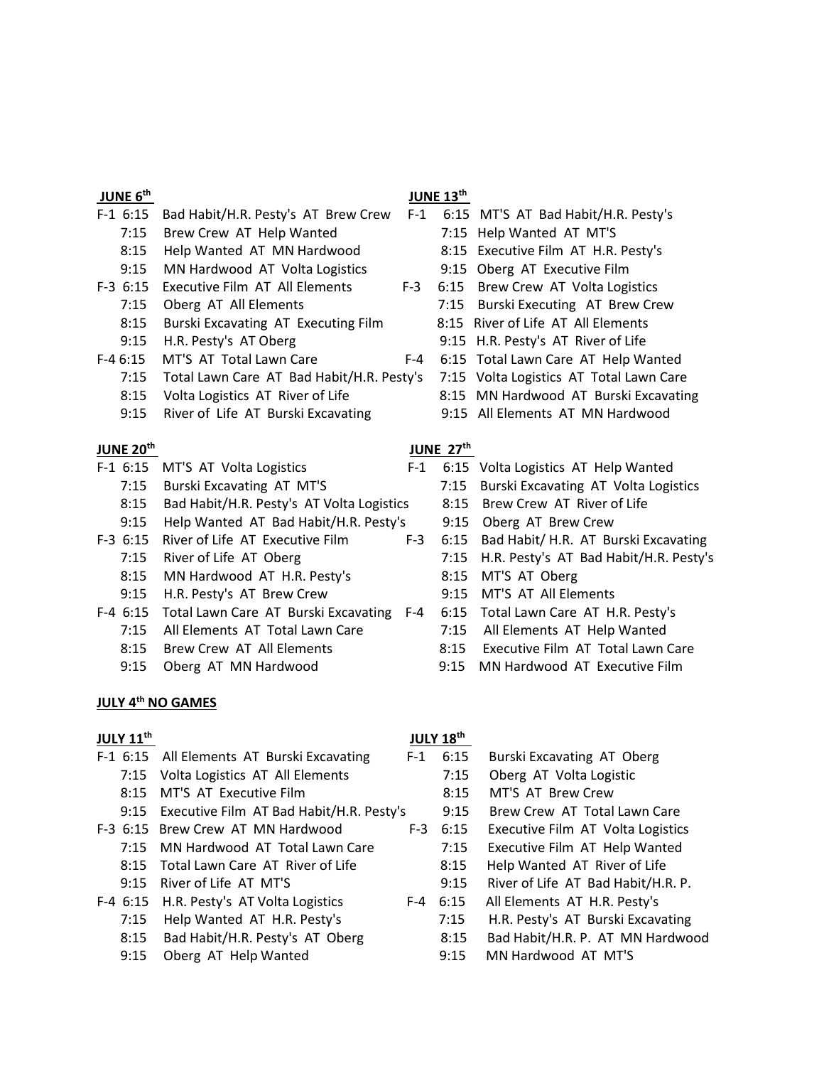**JUNE 6th**

| Field | Time | Game |
|---|---|---|
| F-1 | 6:15 | Bad Habit/H.R. Pesty's AT Brew Crew |
| | 7:15 | Brew Crew AT Help Wanted |
| | 8:15 | Help Wanted AT MN Hardwood |
| | 9:15 | MN Hardwood AT Volta Logistics |
| F-3 | 6:15 | Executive Film AT All Elements |
| | 7:15 | Oberg AT All Elements |
| | 8:15 | Burski Excavating AT Executing Film |
| | 9:15 | H.R. Pesty's AT Oberg |
| F-4 | 6:15 | MT'S AT Total Lawn Care |
| | 7:15 | Total Lawn Care AT Bad Habit/H.R. Pesty's |
| | 8:15 | Volta Logistics AT River of Life |
| | 9:15 | River of Life AT Burski Excavating |

**JUNE 13th**

| Field | Time | Game |
|---|---|---|
| F-1 | 6:15 | MT'S AT Bad Habit/H.R. Pesty's |
| | 7:15 | Help Wanted AT MT'S |
| | 8:15 | Executive Film AT H.R. Pesty's |
| | 9:15 | Oberg AT Executive Film |
| F-3 | 6:15 | Brew Crew AT Volta Logistics |
| | 7:15 | Burski Executing AT Brew Crew |
| | 8:15 | River of Life AT All Elements |
| | 9:15 | H.R. Pesty's AT River of Life |
| F-4 | 6:15 | Total Lawn Care AT Help Wanted |
| | 7:15 | Volta Logistics AT Total Lawn Care |
| | 8:15 | MN Hardwood AT Burski Excavating |
| | 9:15 | All Elements AT MN Hardwood |

**JUNE 20th**

| Field | Time | Game |
|---|---|---|
| F-1 | 6:15 | MT'S AT Volta Logistics |
| | 7:15 | Burski Excavating AT MT'S |
| | 8:15 | Bad Habit/H.R. Pesty's AT Volta Logistics |
| | 9:15 | Help Wanted AT Bad Habit/H.R. Pesty's |
| F-3 | 6:15 | River of Life AT Executive Film |
| | 7:15 | River of Life AT Oberg |
| | 8:15 | MN Hardwood AT H.R. Pesty's |
| | 9:15 | H.R. Pesty's AT Brew Crew |
| F-4 | 6:15 | Total Lawn Care AT Burski Excavating |
| | 7:15 | All Elements AT Total Lawn Care |
| | 8:15 | Brew Crew AT All Elements |
| | 9:15 | Oberg AT MN Hardwood |

**JUNE 27th**

| Field | Time | Game |
|---|---|---|
| F-1 | 6:15 | Volta Logistics AT Help Wanted |
| | 7:15 | Burski Excavating AT Volta Logistics |
| | 8:15 | Brew Crew AT River of Life |
| | 9:15 | Oberg AT Brew Crew |
| F-3 | 6:15 | Bad Habit/ H.R. AT Burski Excavating |
| | 7:15 | H.R. Pesty's AT Bad Habit/H.R. Pesty's |
| | 8:15 | MT'S AT Oberg |
| | 9:15 | MT'S AT All Elements |
| F-4 | 6:15 | Total Lawn Care AT H.R. Pesty's |
| | 7:15 | All Elements AT Help Wanted |
| | 8:15 | Executive Film AT Total Lawn Care |
| | 9:15 | MN Hardwood AT Executive Film |

**JULY 4th NO GAMES**

**JULY 11th**

| Field | Time | Game |
|---|---|---|
| F-1 | 6:15 | All Elements AT Burski Excavating |
| | 7:15 | Volta Logistics AT All Elements |
| | 8:15 | MT'S AT Executive Film |
| | 9:15 | Executive Film AT Bad Habit/H.R. Pesty's |
| F-3 | 6:15 | Brew Crew AT MN Hardwood |
| | 7:15 | MN Hardwood AT Total Lawn Care |
| | 8:15 | Total Lawn Care AT River of Life |
| | 9:15 | River of Life AT MT'S |
| F-4 | 6:15 | H.R. Pesty's AT Volta Logistics |
| | 7:15 | Help Wanted AT H.R. Pesty's |
| | 8:15 | Bad Habit/H.R. Pesty's AT Oberg |
| | 9:15 | Oberg AT Help Wanted |

**JULY 18th**

| Field | Time | Game |
|---|---|---|
| F-1 | 6:15 | Burski Excavating AT Oberg |
| | 7:15 | Oberg AT Volta Logistic |
| | 8:15 | MT'S AT Brew Crew |
| | 9:15 | Brew Crew AT Total Lawn Care |
| F-3 | 6:15 | Executive Film AT Volta Logistics |
| | 7:15 | Executive Film AT Help Wanted |
| | 8:15 | Help Wanted AT River of Life |
| | 9:15 | River of Life AT Bad Habit/H.R. P. |
| F-4 | 6:15 | All Elements AT H.R. Pesty's |
| | 7:15 | H.R. Pesty's AT Burski Excavating |
| | 8:15 | Bad Habit/H.R. P. AT MN Hardwood |
| | 9:15 | MN Hardwood AT MT'S |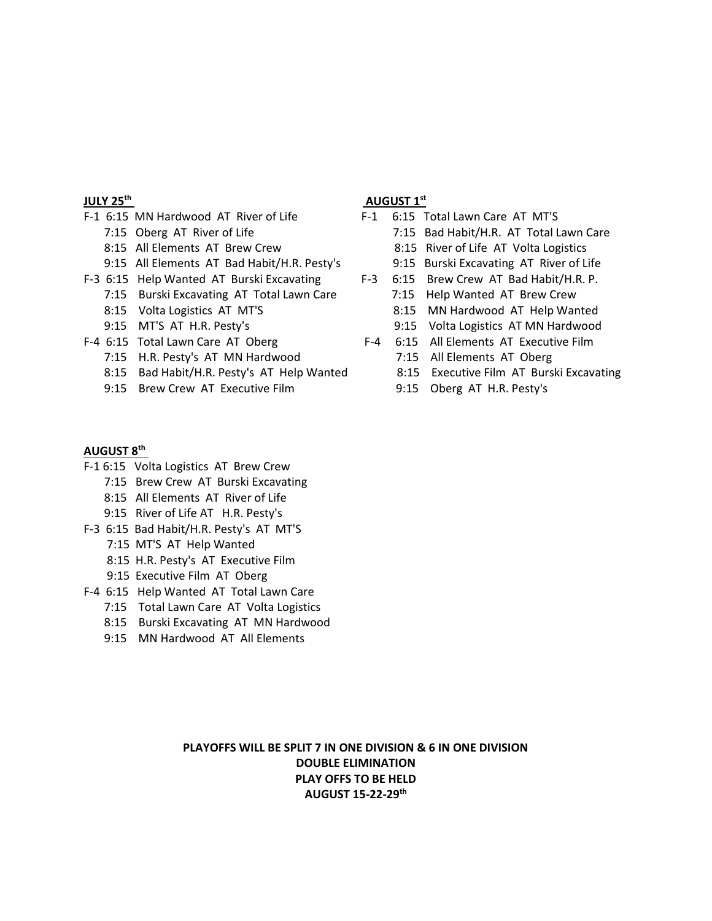**JULY 25th**

F-1 6:15 MN Hardwood AT River of Life
- 7:15 Oberg AT River of Life
- 8:15 All Elements AT Brew Crew
- 9:15 All Elements AT Bad Habit/H.R. Pesty's

F-3 6:15 Help Wanted AT Burski Excavating
- 7:15 Burski Excavating AT Total Lawn Care
- 8:15 Volta Logistics AT MT'S
- 9:15 MT'S AT H.R. Pesty's

F-4 6:15 Total Lawn Care AT Oberg
- 7:15 H.R. Pesty's AT MN Hardwood
- 8:15 Bad Habit/H.R. Pesty's AT Help Wanted
- 9:15 Brew Crew AT Executive Film

**AUGUST 1st**

F-1 6:15 Total Lawn Care AT MT'S
- 7:15 Bad Habit/H.R. AT Total Lawn Care
- 8:15 River of Life AT Volta Logistics
- 9:15 Burski Excavating AT River of Life

F-3 6:15 Brew Crew AT Bad Habit/H.R. P.
- 7:15 Help Wanted AT Brew Crew
- 8:15 MN Hardwood AT Help Wanted
- 9:15 Volta Logistics AT MN Hardwood

F-4 6:15 All Elements AT Executive Film
- 7:15 All Elements AT Oberg
- 8:15 Executive Film AT Burski Excavating
- 9:15 Oberg AT H.R. Pesty's

**AUGUST 8th**

F-1 6:15 Volta Logistics AT Brew Crew
- 7:15 Brew Crew AT Burski Excavating
- 8:15 All Elements AT River of Life
- 9:15 River of Life AT H.R. Pesty's

F-3 6:15 Bad Habit/H.R. Pesty's AT MT'S
- 7:15 MT'S AT Help Wanted
- 8:15 H.R. Pesty's AT Executive Film
- 9:15 Executive Film AT Oberg

F-4 6:15 Help Wanted AT Total Lawn Care
- 7:15 Total Lawn Care AT Volta Logistics
- 8:15 Burski Excavating AT MN Hardwood
- 9:15 MN Hardwood AT All Elements

**PLAYOFFS WILL BE SPLIT 7 IN ONE DIVISION & 6 IN ONE DIVISION**
**DOUBLE ELIMINATION**
**PLAY OFFS TO BE HELD**
**AUGUST 15-22-29th**